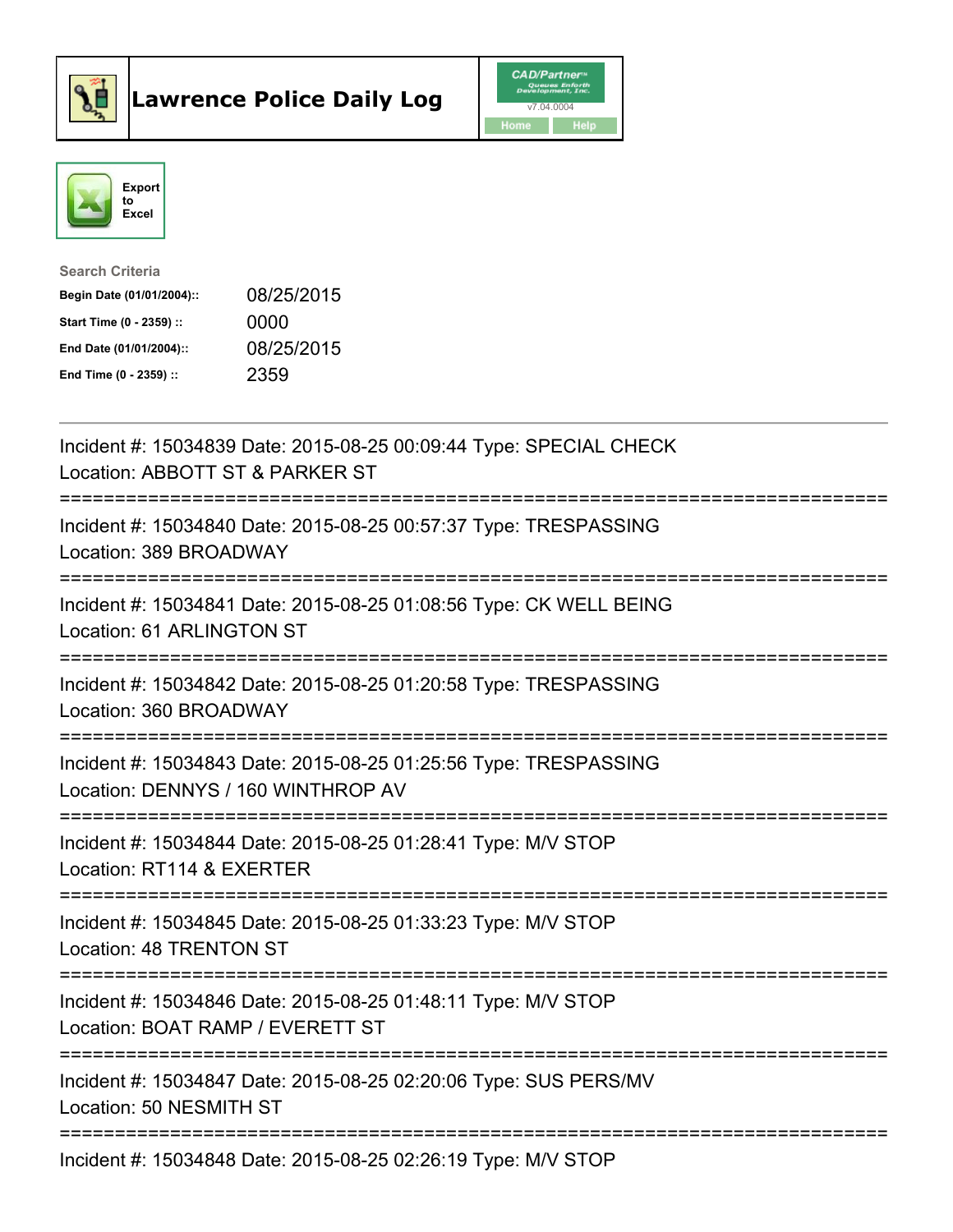# Lawrence Police Daily Log

Export to Excel

Search Criteria

| | |
|---|---|
| Begin Date (01/01/2004):: | 08/25/2015 |
| Start Time (0 - 2359) :: | 0000 |
| End Date (01/01/2004):: | 08/25/2015 |
| End Time (0 - 2359) :: | 2359 |

Incident #: 15034839 Date: 2015-08-25 00:09:44 Type: SPECIAL CHECK
Location: ABBOTT ST & PARKER ST

===========================================================================

Incident #: 15034840 Date: 2015-08-25 00:57:37 Type: TRESPASSING
Location: 389 BROADWAY

===========================================================================

Incident #: 15034841 Date: 2015-08-25 01:08:56 Type: CK WELL BEING
Location: 61 ARLINGTON ST

===========================================================================

Incident #: 15034842 Date: 2015-08-25 01:20:58 Type: TRESPASSING
Location: 360 BROADWAY

===========================================================================

Incident #: 15034843 Date: 2015-08-25 01:25:56 Type: TRESPASSING
Location: DENNYS / 160 WINTHROP AV

===========================================================================

Incident #: 15034844 Date: 2015-08-25 01:28:41 Type: M/V STOP
Location: RT114 & EXERTER

===========================================================================

Incident #: 15034845 Date: 2015-08-25 01:33:23 Type: M/V STOP
Location: 48 TRENTON ST

===========================================================================

Incident #: 15034846 Date: 2015-08-25 01:48:11 Type: M/V STOP
Location: BOAT RAMP / EVERETT ST

===========================================================================

Incident #: 15034847 Date: 2015-08-25 02:20:06 Type: SUS PERS/MV
Location: 50 NESMITH ST

===========================================================================

Incident #: 15034848 Date: 2015-08-25 02:26:19 Type: M/V STOP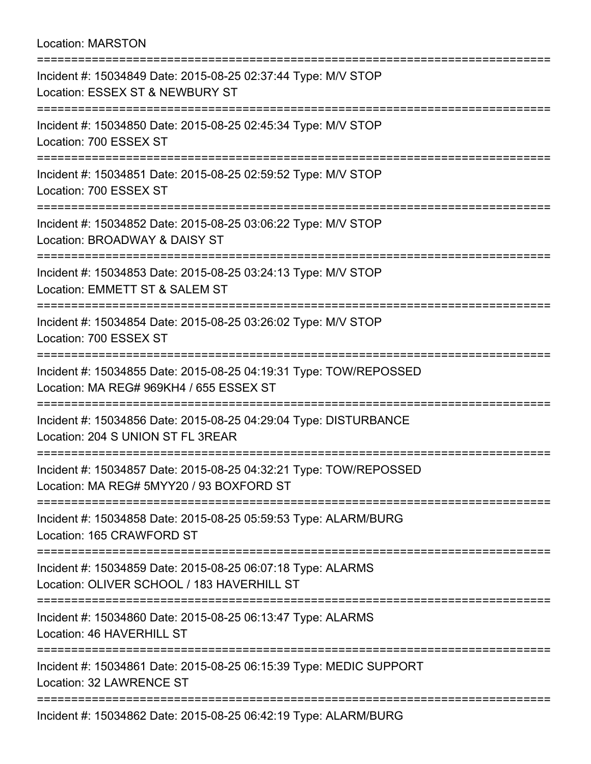Location: MARSTON

===========================================================================

Incident #: 15034849 Date: 2015-08-25 02:37:44 Type: M/V STOP

Location: ESSEX ST & NEWBURY ST

===========================================================================

Incident #: 15034850 Date: 2015-08-25 02:45:34 Type: M/V STOP

Location: 700 ESSEX ST

===========================================================================

Incident #: 15034851 Date: 2015-08-25 02:59:52 Type: M/V STOP

Location: 700 ESSEX ST

===========================================================================

Incident #: 15034852 Date: 2015-08-25 03:06:22 Type: M/V STOP

Location: BROADWAY & DAISY ST

===========================================================================

Incident #: 15034853 Date: 2015-08-25 03:24:13 Type: M/V STOP

Location: EMMETT ST & SALEM ST

===========================================================================

Incident #: 15034854 Date: 2015-08-25 03:26:02 Type: M/V STOP

Location: 700 ESSEX ST

===========================================================================

Incident #: 15034855 Date: 2015-08-25 04:19:31 Type: TOW/REPOSSED

Location: MA REG# 969KH4 / 655 ESSEX ST

===========================================================================

Incident #: 15034856 Date: 2015-08-25 04:29:04 Type: DISTURBANCE

Location: 204 S UNION ST FL 3REAR

===========================================================================

Incident #: 15034857 Date: 2015-08-25 04:32:21 Type: TOW/REPOSSED

Location: MA REG# 5MYY20 / 93 BOXFORD ST

===========================================================================

Incident #: 15034858 Date: 2015-08-25 05:59:53 Type: ALARM/BURG

Location: 165 CRAWFORD ST

===========================================================================

Incident #: 15034859 Date: 2015-08-25 06:07:18 Type: ALARMS

Location: OLIVER SCHOOL / 183 HAVERHILL ST

===========================================================================

Incident #: 15034860 Date: 2015-08-25 06:13:47 Type: ALARMS

Location: 46 HAVERHILL ST

===========================================================================

Incident #: 15034861 Date: 2015-08-25 06:15:39 Type: MEDIC SUPPORT

Location: 32 LAWRENCE ST

===========================================================================

Incident #: 15034862 Date: 2015-08-25 06:42:19 Type: ALARM/BURG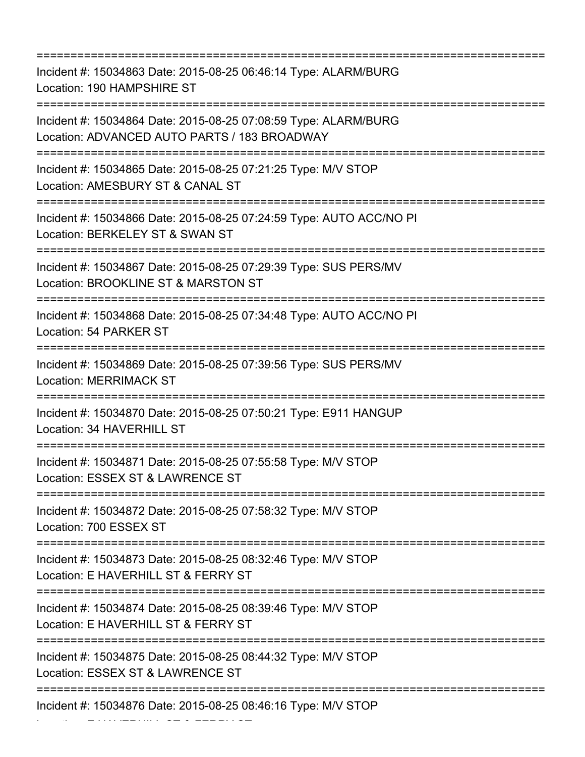===========================================================================
Incident #: 15034863 Date: 2015-08-25 06:46:14 Type: ALARM/BURG
Location: 190 HAMPSHIRE ST
===========================================================================
Incident #: 15034864 Date: 2015-08-25 07:08:59 Type: ALARM/BURG
Location: ADVANCED AUTO PARTS / 183 BROADWAY
===========================================================================
Incident #: 15034865 Date: 2015-08-25 07:21:25 Type: M/V STOP
Location: AMESBURY ST & CANAL ST
===========================================================================
Incident #: 15034866 Date: 2015-08-25 07:24:59 Type: AUTO ACC/NO PI
Location: BERKELEY ST & SWAN ST
===========================================================================
Incident #: 15034867 Date: 2015-08-25 07:29:39 Type: SUS PERS/MV
Location: BROOKLINE ST & MARSTON ST
===========================================================================
Incident #: 15034868 Date: 2015-08-25 07:34:48 Type: AUTO ACC/NO PI
Location: 54 PARKER ST
===========================================================================
Incident #: 15034869 Date: 2015-08-25 07:39:56 Type: SUS PERS/MV
Location: MERRIMACK ST
===========================================================================
Incident #: 15034870 Date: 2015-08-25 07:50:21 Type: E911 HANGUP
Location: 34 HAVERHILL ST
===========================================================================
Incident #: 15034871 Date: 2015-08-25 07:55:58 Type: M/V STOP
Location: ESSEX ST & LAWRENCE ST
===========================================================================
Incident #: 15034872 Date: 2015-08-25 07:58:32 Type: M/V STOP
Location: 700 ESSEX ST
===========================================================================
Incident #: 15034873 Date: 2015-08-25 08:32:46 Type: M/V STOP
Location: E HAVERHILL ST & FERRY ST
===========================================================================
Incident #: 15034874 Date: 2015-08-25 08:39:46 Type: M/V STOP
Location: E HAVERHILL ST & FERRY ST
===========================================================================
Incident #: 15034875 Date: 2015-08-25 08:44:32 Type: M/V STOP
Location: ESSEX ST & LAWRENCE ST
===========================================================================
Incident #: 15034876 Date: 2015-08-25 08:46:16 Type: M/V STOP
Location: E HAVERHILL ST & FERRY ST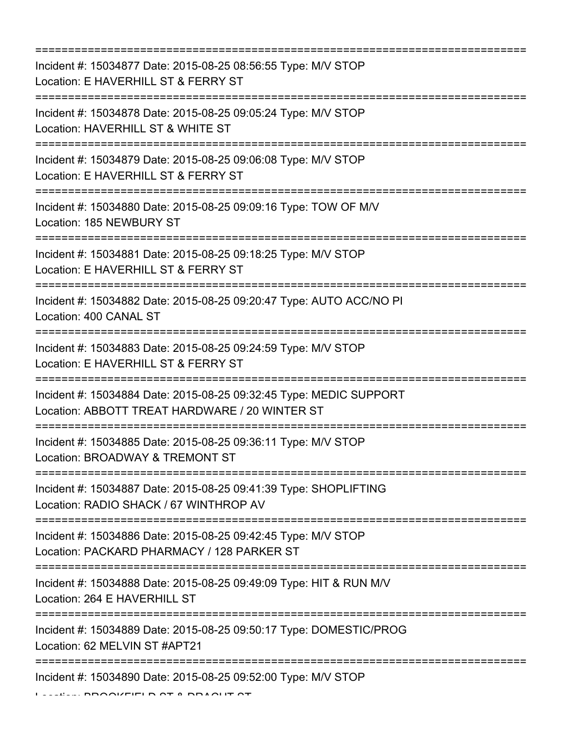===========================================================================

Incident #: 15034877 Date: 2015-08-25 08:56:55 Type: M/V STOP
Location: E HAVERHILL ST & FERRY ST

===========================================================================

Incident #: 15034878 Date: 2015-08-25 09:05:24 Type: M/V STOP
Location: HAVERHILL ST & WHITE ST

===========================================================================

Incident #: 15034879 Date: 2015-08-25 09:06:08 Type: M/V STOP
Location: E HAVERHILL ST & FERRY ST

===========================================================================

Incident #: 15034880 Date: 2015-08-25 09:09:16 Type: TOW OF M/V
Location: 185 NEWBURY ST

===========================================================================

Incident #: 15034881 Date: 2015-08-25 09:18:25 Type: M/V STOP
Location: E HAVERHILL ST & FERRY ST

===========================================================================

Incident #: 15034882 Date: 2015-08-25 09:20:47 Type: AUTO ACC/NO PI
Location: 400 CANAL ST

===========================================================================

Incident #: 15034883 Date: 2015-08-25 09:24:59 Type: M/V STOP
Location: E HAVERHILL ST & FERRY ST

===========================================================================

Incident #: 15034884 Date: 2015-08-25 09:32:45 Type: MEDIC SUPPORT
Location: ABBOTT TREAT HARDWARE / 20 WINTER ST

===========================================================================

Incident #: 15034885 Date: 2015-08-25 09:36:11 Type: M/V STOP
Location: BROADWAY & TREMONT ST

===========================================================================

Incident #: 15034887 Date: 2015-08-25 09:41:39 Type: SHOPLIFTING
Location: RADIO SHACK / 67 WINTHROP AV

===========================================================================

Incident #: 15034886 Date: 2015-08-25 09:42:45 Type: M/V STOP
Location: PACKARD PHARMACY / 128 PARKER ST

===========================================================================

Incident #: 15034888 Date: 2015-08-25 09:49:09 Type: HIT & RUN M/V
Location: 264 E HAVERHILL ST

===========================================================================

Incident #: 15034889 Date: 2015-08-25 09:50:17 Type: DOMESTIC/PROG
Location: 62 MELVIN ST #APT21

===========================================================================

Incident #: 15034890 Date: 2015-08-25 09:52:00 Type: M/V STOP
Location: BROOKFIELD ST & DRACUT ST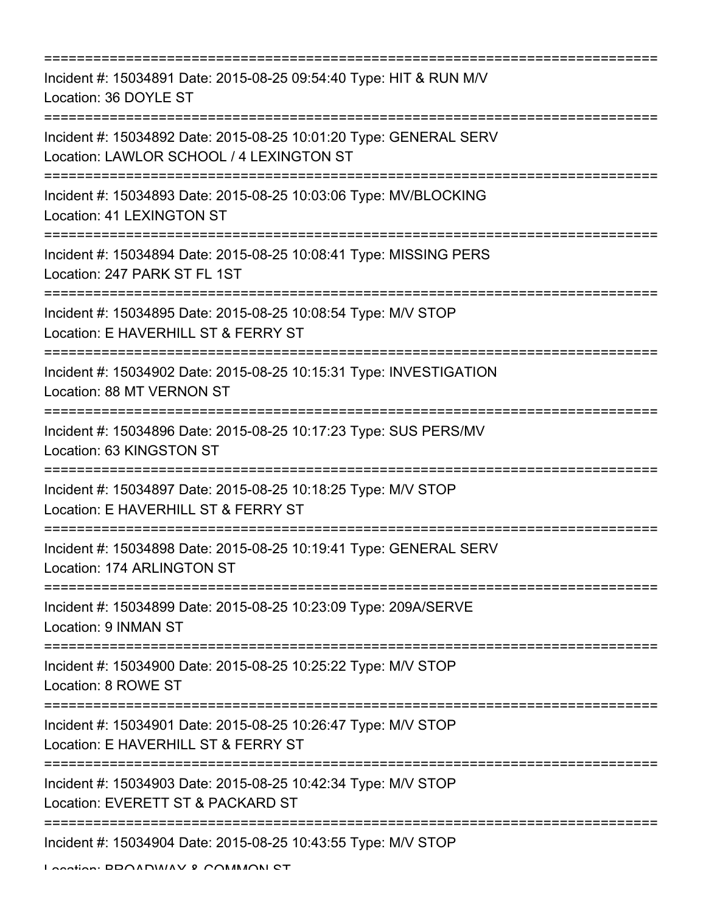===========================================================================

Incident #: 15034891 Date: 2015-08-25 09:54:40 Type: HIT & RUN M/V
Location: 36 DOYLE ST

===========================================================================

Incident #: 15034892 Date: 2015-08-25 10:01:20 Type: GENERAL SERV
Location: LAWLOR SCHOOL / 4 LEXINGTON ST

===========================================================================

Incident #: 15034893 Date: 2015-08-25 10:03:06 Type: MV/BLOCKING
Location: 41 LEXINGTON ST

===========================================================================

Incident #: 15034894 Date: 2015-08-25 10:08:41 Type: MISSING PERS
Location: 247 PARK ST FL 1ST

===========================================================================

Incident #: 15034895 Date: 2015-08-25 10:08:54 Type: M/V STOP
Location: E HAVERHILL ST & FERRY ST

===========================================================================

Incident #: 15034902 Date: 2015-08-25 10:15:31 Type: INVESTIGATION
Location: 88 MT VERNON ST

===========================================================================

Incident #: 15034896 Date: 2015-08-25 10:17:23 Type: SUS PERS/MV
Location: 63 KINGSTON ST

===========================================================================

Incident #: 15034897 Date: 2015-08-25 10:18:25 Type: M/V STOP
Location: E HAVERHILL ST & FERRY ST

===========================================================================

Incident #: 15034898 Date: 2015-08-25 10:19:41 Type: GENERAL SERV
Location: 174 ARLINGTON ST

===========================================================================

Incident #: 15034899 Date: 2015-08-25 10:23:09 Type: 209A/SERVE
Location: 9 INMAN ST

===========================================================================

Incident #: 15034900 Date: 2015-08-25 10:25:22 Type: M/V STOP
Location: 8 ROWE ST

===========================================================================

Incident #: 15034901 Date: 2015-08-25 10:26:47 Type: M/V STOP
Location: E HAVERHILL ST & FERRY ST

===========================================================================

Incident #: 15034903 Date: 2015-08-25 10:42:34 Type: M/V STOP
Location: EVERETT ST & PACKARD ST

===========================================================================

Incident #: 15034904 Date: 2015-08-25 10:43:55 Type: M/V STOP
Location: BROADWAY & COMMON ST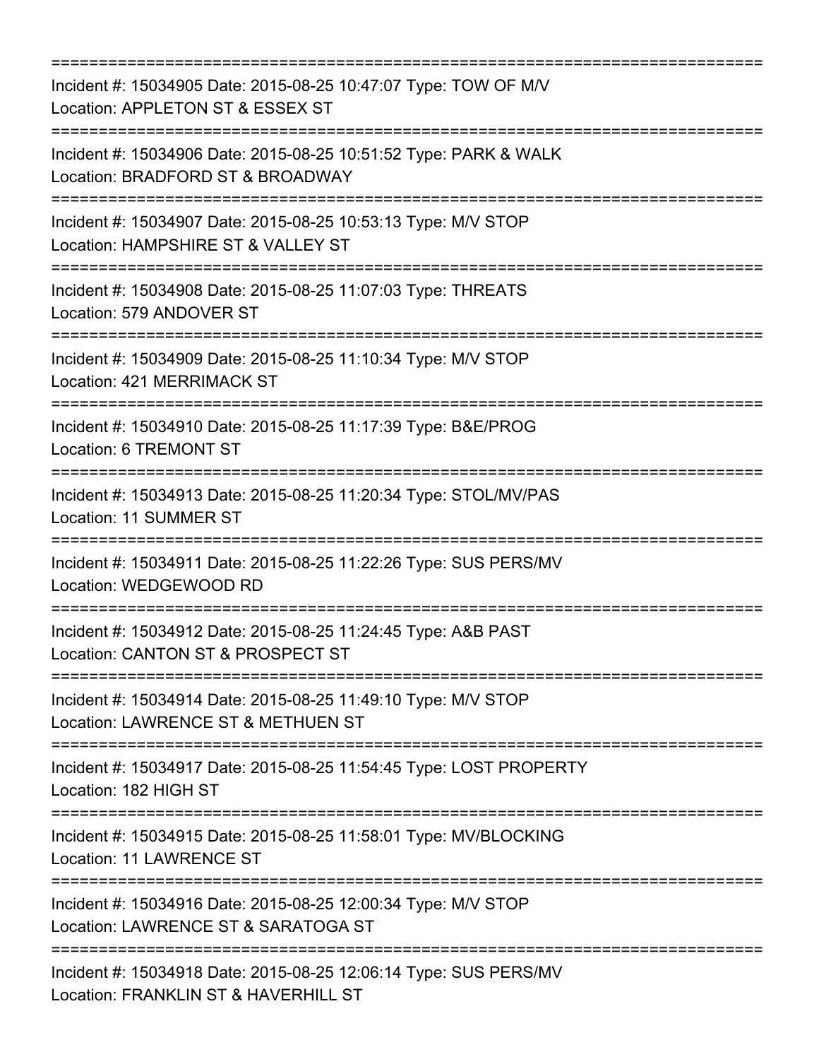===========================================================================
Incident #: 15034905 Date: 2015-08-25 10:47:07 Type: TOW OF M/V
Location: APPLETON ST & ESSEX ST
===========================================================================
Incident #: 15034906 Date: 2015-08-25 10:51:52 Type: PARK & WALK
Location: BRADFORD ST & BROADWAY
===========================================================================
Incident #: 15034907 Date: 2015-08-25 10:53:13 Type: M/V STOP
Location: HAMPSHIRE ST & VALLEY ST
===========================================================================
Incident #: 15034908 Date: 2015-08-25 11:07:03 Type: THREATS
Location: 579 ANDOVER ST
===========================================================================
Incident #: 15034909 Date: 2015-08-25 11:10:34 Type: M/V STOP
Location: 421 MERRIMACK ST
===========================================================================
Incident #: 15034910 Date: 2015-08-25 11:17:39 Type: B&E/PROG
Location: 6 TREMONT ST
===========================================================================
Incident #: 15034913 Date: 2015-08-25 11:20:34 Type: STOL/MV/PAS
Location: 11 SUMMER ST
===========================================================================
Incident #: 15034911 Date: 2015-08-25 11:22:26 Type: SUS PERS/MV
Location: WEDGEWOOD RD
===========================================================================
Incident #: 15034912 Date: 2015-08-25 11:24:45 Type: A&B PAST
Location: CANTON ST & PROSPECT ST
===========================================================================
Incident #: 15034914 Date: 2015-08-25 11:49:10 Type: M/V STOP
Location: LAWRENCE ST & METHUEN ST
===========================================================================
Incident #: 15034917 Date: 2015-08-25 11:54:45 Type: LOST PROPERTY
Location: 182 HIGH ST
===========================================================================
Incident #: 15034915 Date: 2015-08-25 11:58:01 Type: MV/BLOCKING
Location: 11 LAWRENCE ST
===========================================================================
Incident #: 15034916 Date: 2015-08-25 12:00:34 Type: M/V STOP
Location: LAWRENCE ST & SARATOGA ST
===========================================================================
Incident #: 15034918 Date: 2015-08-25 12:06:14 Type: SUS PERS/MV
Location: FRANKLIN ST & HAVERHILL ST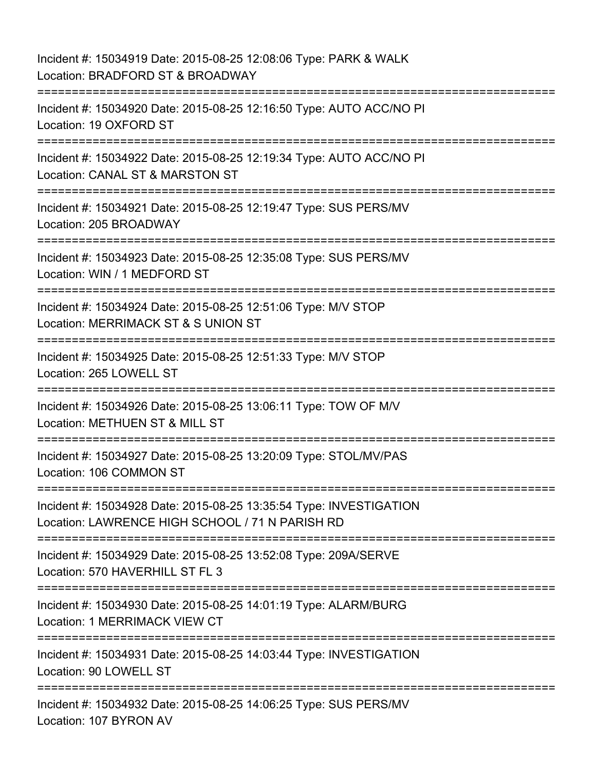Incident #: 15034919 Date: 2015-08-25 12:08:06 Type: PARK & WALK
Location: BRADFORD ST & BROADWAY

===========================================================================

Incident #: 15034920 Date: 2015-08-25 12:16:50 Type: AUTO ACC/NO PI
Location: 19 OXFORD ST

===========================================================================

Incident #: 15034922 Date: 2015-08-25 12:19:34 Type: AUTO ACC/NO PI
Location: CANAL ST & MARSTON ST

===========================================================================

Incident #: 15034921 Date: 2015-08-25 12:19:47 Type: SUS PERS/MV
Location: 205 BROADWAY

===========================================================================

Incident #: 15034923 Date: 2015-08-25 12:35:08 Type: SUS PERS/MV
Location: WIN / 1 MEDFORD ST

===========================================================================

Incident #: 15034924 Date: 2015-08-25 12:51:06 Type: M/V STOP
Location: MERRIMACK ST & S UNION ST

===========================================================================

Incident #: 15034925 Date: 2015-08-25 12:51:33 Type: M/V STOP
Location: 265 LOWELL ST

===========================================================================

Incident #: 15034926 Date: 2015-08-25 13:06:11 Type: TOW OF M/V
Location: METHUEN ST & MILL ST

===========================================================================

Incident #: 15034927 Date: 2015-08-25 13:20:09 Type: STOL/MV/PAS
Location: 106 COMMON ST

===========================================================================

Incident #: 15034928 Date: 2015-08-25 13:35:54 Type: INVESTIGATION
Location: LAWRENCE HIGH SCHOOL / 71 N PARISH RD

===========================================================================

Incident #: 15034929 Date: 2015-08-25 13:52:08 Type: 209A/SERVE
Location: 570 HAVERHILL ST FL 3

===========================================================================

Incident #: 15034930 Date: 2015-08-25 14:01:19 Type: ALARM/BURG
Location: 1 MERRIMACK VIEW CT

===========================================================================

Incident #: 15034931 Date: 2015-08-25 14:03:44 Type: INVESTIGATION
Location: 90 LOWELL ST

===========================================================================

Incident #: 15034932 Date: 2015-08-25 14:06:25 Type: SUS PERS/MV
Location: 107 BYRON AV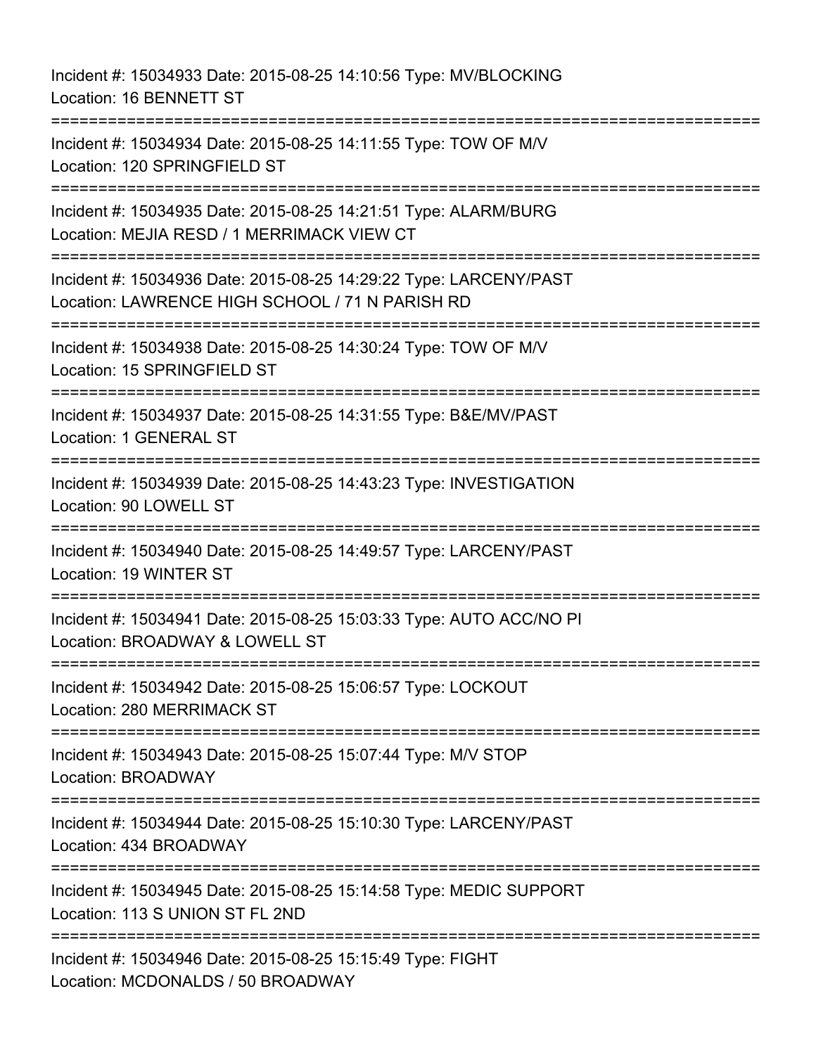Incident #: 15034933 Date: 2015-08-25 14:10:56 Type: MV/BLOCKING
Location: 16 BENNETT ST

===========================================================================

Incident #: 15034934 Date: 2015-08-25 14:11:55 Type: TOW OF M/V
Location: 120 SPRINGFIELD ST

===========================================================================

Incident #: 15034935 Date: 2015-08-25 14:21:51 Type: ALARM/BURG
Location: MEJIA RESD / 1 MERRIMACK VIEW CT

===========================================================================

Incident #: 15034936 Date: 2015-08-25 14:29:22 Type: LARCENY/PAST
Location: LAWRENCE HIGH SCHOOL / 71 N PARISH RD

===========================================================================

Incident #: 15034938 Date: 2015-08-25 14:30:24 Type: TOW OF M/V
Location: 15 SPRINGFIELD ST

===========================================================================

Incident #: 15034937 Date: 2015-08-25 14:31:55 Type: B&E/MV/PAST
Location: 1 GENERAL ST

===========================================================================

Incident #: 15034939 Date: 2015-08-25 14:43:23 Type: INVESTIGATION
Location: 90 LOWELL ST

===========================================================================

Incident #: 15034940 Date: 2015-08-25 14:49:57 Type: LARCENY/PAST
Location: 19 WINTER ST

===========================================================================

Incident #: 15034941 Date: 2015-08-25 15:03:33 Type: AUTO ACC/NO PI
Location: BROADWAY & LOWELL ST

===========================================================================

Incident #: 15034942 Date: 2015-08-25 15:06:57 Type: LOCKOUT
Location: 280 MERRIMACK ST

===========================================================================

Incident #: 15034943 Date: 2015-08-25 15:07:44 Type: M/V STOP
Location: BROADWAY

===========================================================================

Incident #: 15034944 Date: 2015-08-25 15:10:30 Type: LARCENY/PAST
Location: 434 BROADWAY

===========================================================================

Incident #: 15034945 Date: 2015-08-25 15:14:58 Type: MEDIC SUPPORT
Location: 113 S UNION ST FL 2ND

===========================================================================

Incident #: 15034946 Date: 2015-08-25 15:15:49 Type: FIGHT
Location: MCDONALDS / 50 BROADWAY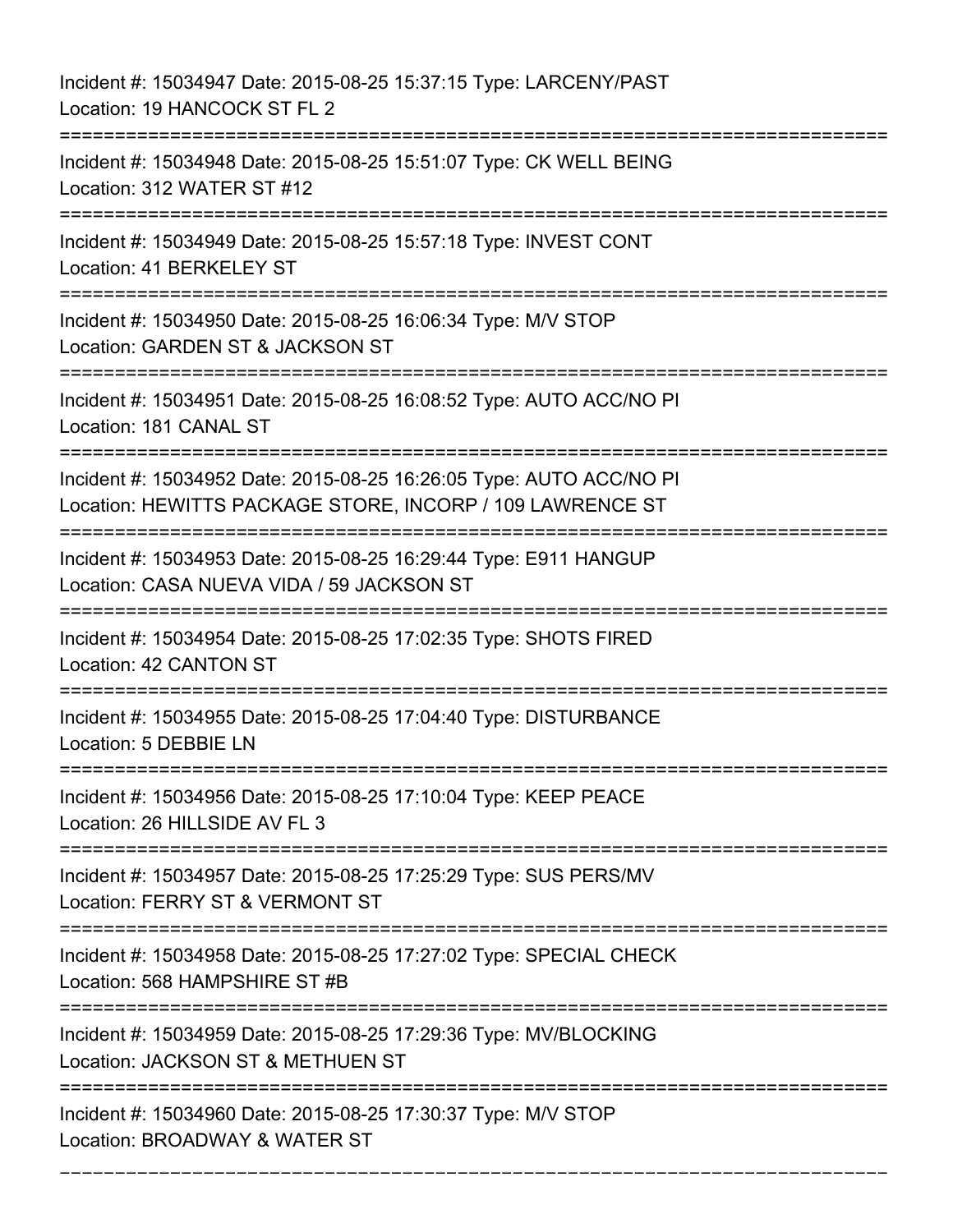Incident #: 15034947 Date: 2015-08-25 15:37:15 Type: LARCENY/PAST
Location: 19 HANCOCK ST FL 2

===========================================================================

Incident #: 15034948 Date: 2015-08-25 15:51:07 Type: CK WELL BEING
Location: 312 WATER ST #12

===========================================================================

Incident #: 15034949 Date: 2015-08-25 15:57:18 Type: INVEST CONT
Location: 41 BERKELEY ST

===========================================================================

Incident #: 15034950 Date: 2015-08-25 16:06:34 Type: M/V STOP
Location: GARDEN ST & JACKSON ST

===========================================================================

Incident #: 15034951 Date: 2015-08-25 16:08:52 Type: AUTO ACC/NO PI
Location: 181 CANAL ST

===========================================================================

Incident #: 15034952 Date: 2015-08-25 16:26:05 Type: AUTO ACC/NO PI
Location: HEWITTS PACKAGE STORE, INCORP / 109 LAWRENCE ST

===========================================================================

Incident #: 15034953 Date: 2015-08-25 16:29:44 Type: E911 HANGUP
Location: CASA NUEVA VIDA / 59 JACKSON ST

===========================================================================

Incident #: 15034954 Date: 2015-08-25 17:02:35 Type: SHOTS FIRED
Location: 42 CANTON ST

===========================================================================

Incident #: 15034955 Date: 2015-08-25 17:04:40 Type: DISTURBANCE
Location: 5 DEBBIE LN

===========================================================================

Incident #: 15034956 Date: 2015-08-25 17:10:04 Type: KEEP PEACE
Location: 26 HILLSIDE AV FL 3

===========================================================================

Incident #: 15034957 Date: 2015-08-25 17:25:29 Type: SUS PERS/MV
Location: FERRY ST & VERMONT ST

===========================================================================

Incident #: 15034958 Date: 2015-08-25 17:27:02 Type: SPECIAL CHECK
Location: 568 HAMPSHIRE ST #B

===========================================================================

Incident #: 15034959 Date: 2015-08-25 17:29:36 Type: MV/BLOCKING
Location: JACKSON ST & METHUEN ST

===========================================================================

Incident #: 15034960 Date: 2015-08-25 17:30:37 Type: M/V STOP
Location: BROADWAY & WATER ST

===========================================================================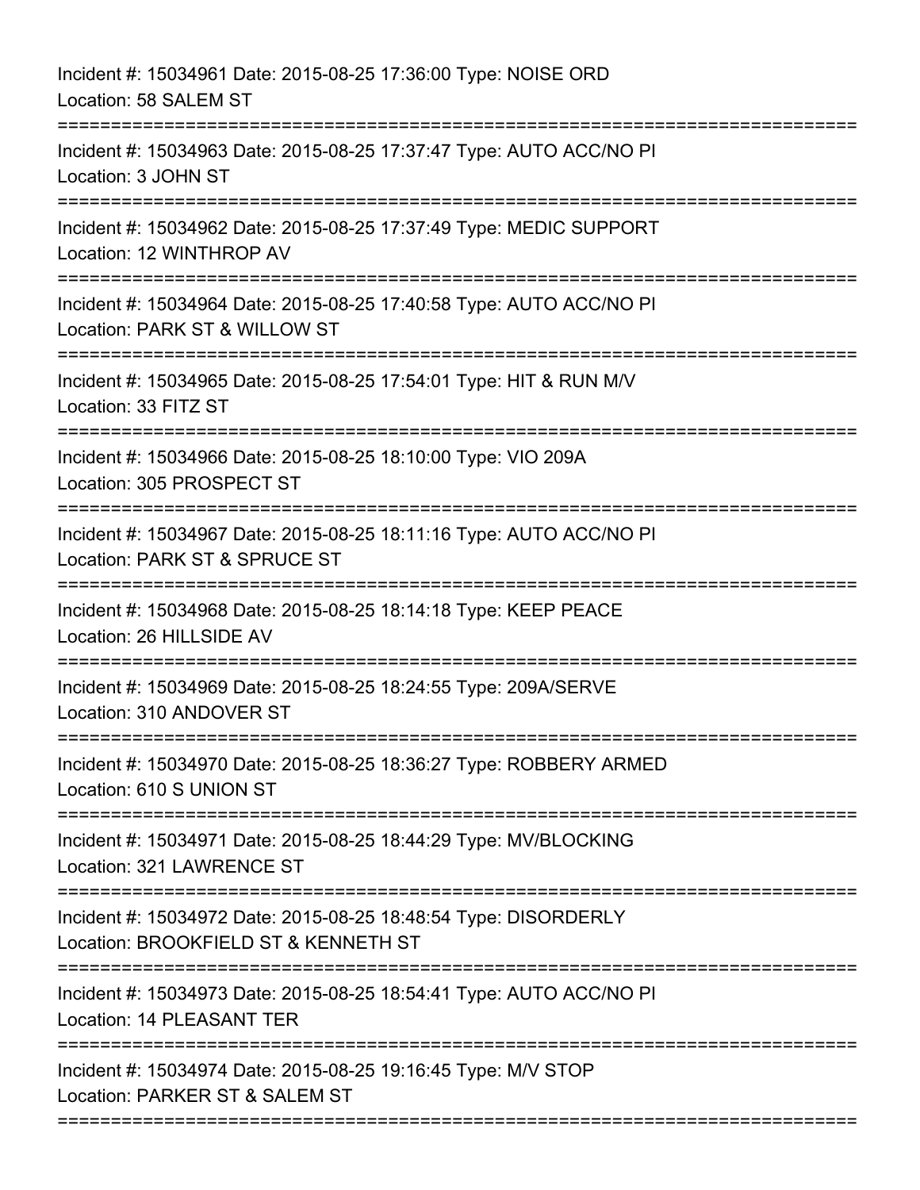Incident #: 15034961 Date: 2015-08-25 17:36:00 Type: NOISE ORD
Location: 58 SALEM ST

===========================================================================

Incident #: 15034963 Date: 2015-08-25 17:37:47 Type: AUTO ACC/NO PI
Location: 3 JOHN ST

===========================================================================

Incident #: 15034962 Date: 2015-08-25 17:37:49 Type: MEDIC SUPPORT
Location: 12 WINTHROP AV

===========================================================================

Incident #: 15034964 Date: 2015-08-25 17:40:58 Type: AUTO ACC/NO PI
Location: PARK ST & WILLOW ST

===========================================================================

Incident #: 15034965 Date: 2015-08-25 17:54:01 Type: HIT & RUN M/V
Location: 33 FITZ ST

===========================================================================

Incident #: 15034966 Date: 2015-08-25 18:10:00 Type: VIO 209A
Location: 305 PROSPECT ST

===========================================================================

Incident #: 15034967 Date: 2015-08-25 18:11:16 Type: AUTO ACC/NO PI
Location: PARK ST & SPRUCE ST

===========================================================================

Incident #: 15034968 Date: 2015-08-25 18:14:18 Type: KEEP PEACE
Location: 26 HILLSIDE AV

===========================================================================

Incident #: 15034969 Date: 2015-08-25 18:24:55 Type: 209A/SERVE
Location: 310 ANDOVER ST

===========================================================================

Incident #: 15034970 Date: 2015-08-25 18:36:27 Type: ROBBERY ARMED
Location: 610 S UNION ST

===========================================================================

Incident #: 15034971 Date: 2015-08-25 18:44:29 Type: MV/BLOCKING
Location: 321 LAWRENCE ST

===========================================================================

Incident #: 15034972 Date: 2015-08-25 18:48:54 Type: DISORDERLY
Location: BROOKFIELD ST & KENNETH ST

===========================================================================

Incident #: 15034973 Date: 2015-08-25 18:54:41 Type: AUTO ACC/NO PI
Location: 14 PLEASANT TER

===========================================================================

Incident #: 15034974 Date: 2015-08-25 19:16:45 Type: M/V STOP
Location: PARKER ST & SALEM ST

===========================================================================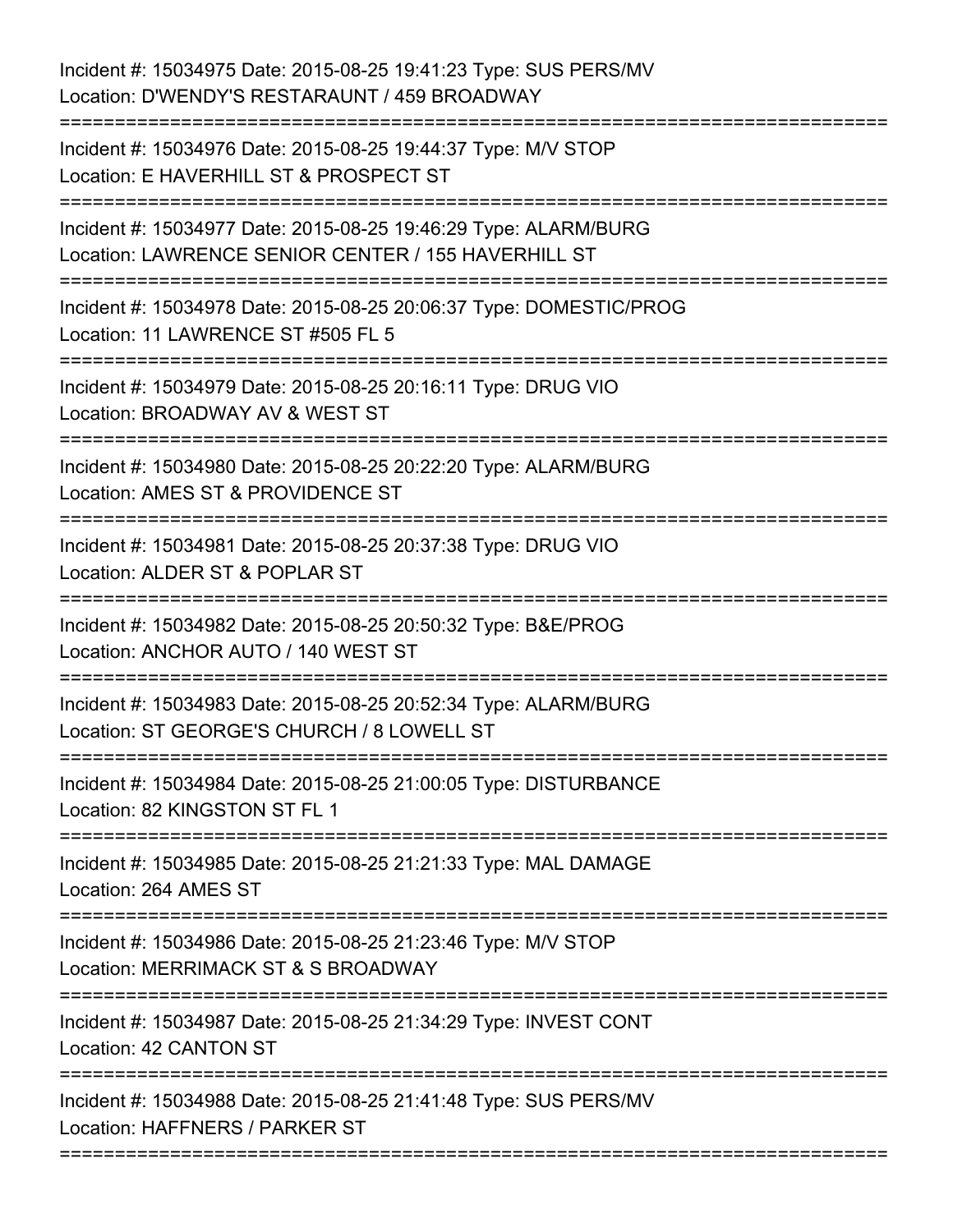Incident #: 15034975 Date: 2015-08-25 19:41:23 Type: SUS PERS/MV
Location: D'WENDY'S RESTARAUNT / 459 BROADWAY

===========================================================================

Incident #: 15034976 Date: 2015-08-25 19:44:37 Type: M/V STOP
Location: E HAVERHILL ST & PROSPECT ST

===========================================================================

Incident #: 15034977 Date: 2015-08-25 19:46:29 Type: ALARM/BURG
Location: LAWRENCE SENIOR CENTER / 155 HAVERHILL ST

===========================================================================

Incident #: 15034978 Date: 2015-08-25 20:06:37 Type: DOMESTIC/PROG
Location: 11 LAWRENCE ST #505 FL 5

===========================================================================

Incident #: 15034979 Date: 2015-08-25 20:16:11 Type: DRUG VIO
Location: BROADWAY AV & WEST ST

===========================================================================

Incident #: 15034980 Date: 2015-08-25 20:22:20 Type: ALARM/BURG
Location: AMES ST & PROVIDENCE ST

===========================================================================

Incident #: 15034981 Date: 2015-08-25 20:37:38 Type: DRUG VIO
Location: ALDER ST & POPLAR ST

===========================================================================

Incident #: 15034982 Date: 2015-08-25 20:50:32 Type: B&E/PROG
Location: ANCHOR AUTO / 140 WEST ST

===========================================================================

Incident #: 15034983 Date: 2015-08-25 20:52:34 Type: ALARM/BURG
Location: ST GEORGE'S CHURCH / 8 LOWELL ST

===========================================================================

Incident #: 15034984 Date: 2015-08-25 21:00:05 Type: DISTURBANCE
Location: 82 KINGSTON ST FL 1

===========================================================================

Incident #: 15034985 Date: 2015-08-25 21:21:33 Type: MAL DAMAGE
Location: 264 AMES ST

===========================================================================

Incident #: 15034986 Date: 2015-08-25 21:23:46 Type: M/V STOP
Location: MERRIMACK ST & S BROADWAY

===========================================================================

Incident #: 15034987 Date: 2015-08-25 21:34:29 Type: INVEST CONT
Location: 42 CANTON ST

===========================================================================

Incident #: 15034988 Date: 2015-08-25 21:41:48 Type: SUS PERS/MV
Location: HAFFNERS / PARKER ST

===========================================================================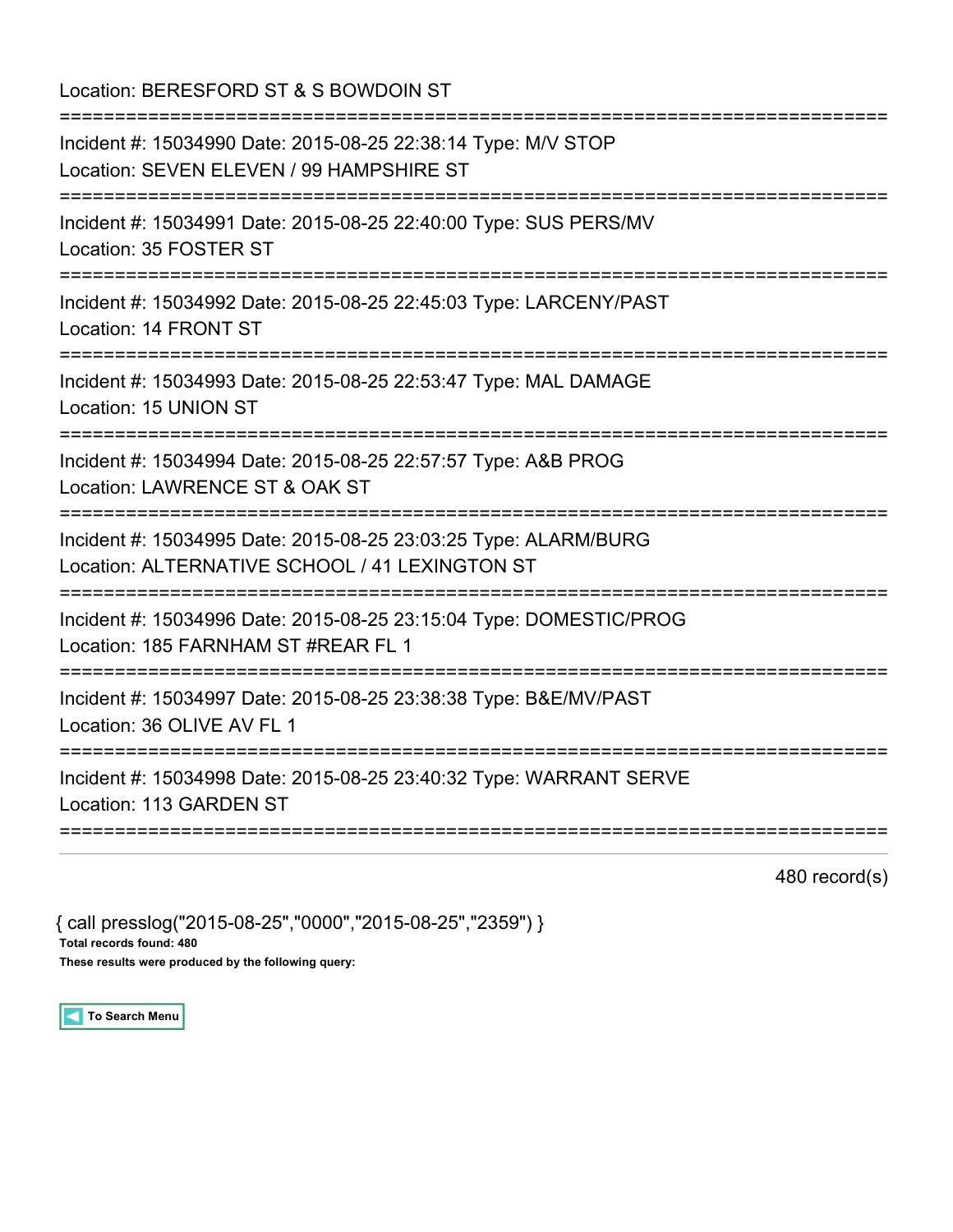Location: BERESFORD ST & S BOWDOIN ST

===========================================================================

Incident #: 15034990 Date: 2015-08-25 22:38:14 Type: M/V STOP
Location: SEVEN ELEVEN / 99 HAMPSHIRE ST

===========================================================================

Incident #: 15034991 Date: 2015-08-25 22:40:00 Type: SUS PERS/MV
Location: 35 FOSTER ST

===========================================================================

Incident #: 15034992 Date: 2015-08-25 22:45:03 Type: LARCENY/PAST
Location: 14 FRONT ST

===========================================================================

Incident #: 15034993 Date: 2015-08-25 22:53:47 Type: MAL DAMAGE
Location: 15 UNION ST

===========================================================================

Incident #: 15034994 Date: 2015-08-25 22:57:57 Type: A&B PROG
Location: LAWRENCE ST & OAK ST

===========================================================================

Incident #: 15034995 Date: 2015-08-25 23:03:25 Type: ALARM/BURG
Location: ALTERNATIVE SCHOOL / 41 LEXINGTON ST

===========================================================================

Incident #: 15034996 Date: 2015-08-25 23:15:04 Type: DOMESTIC/PROG
Location: 185 FARNHAM ST #REAR FL 1

===========================================================================

Incident #: 15034997 Date: 2015-08-25 23:38:38 Type: B&E/MV/PAST
Location: 36 OLIVE AV FL 1

===========================================================================

Incident #: 15034998 Date: 2015-08-25 23:40:32 Type: WARRANT SERVE
Location: 113 GARDEN ST

===========================================================================

480 record(s)

{ call presslog("2015-08-25","0000","2015-08-25","2359") }

**Total records found: 480**

**These results were produced by the following query:**

To Search Menu